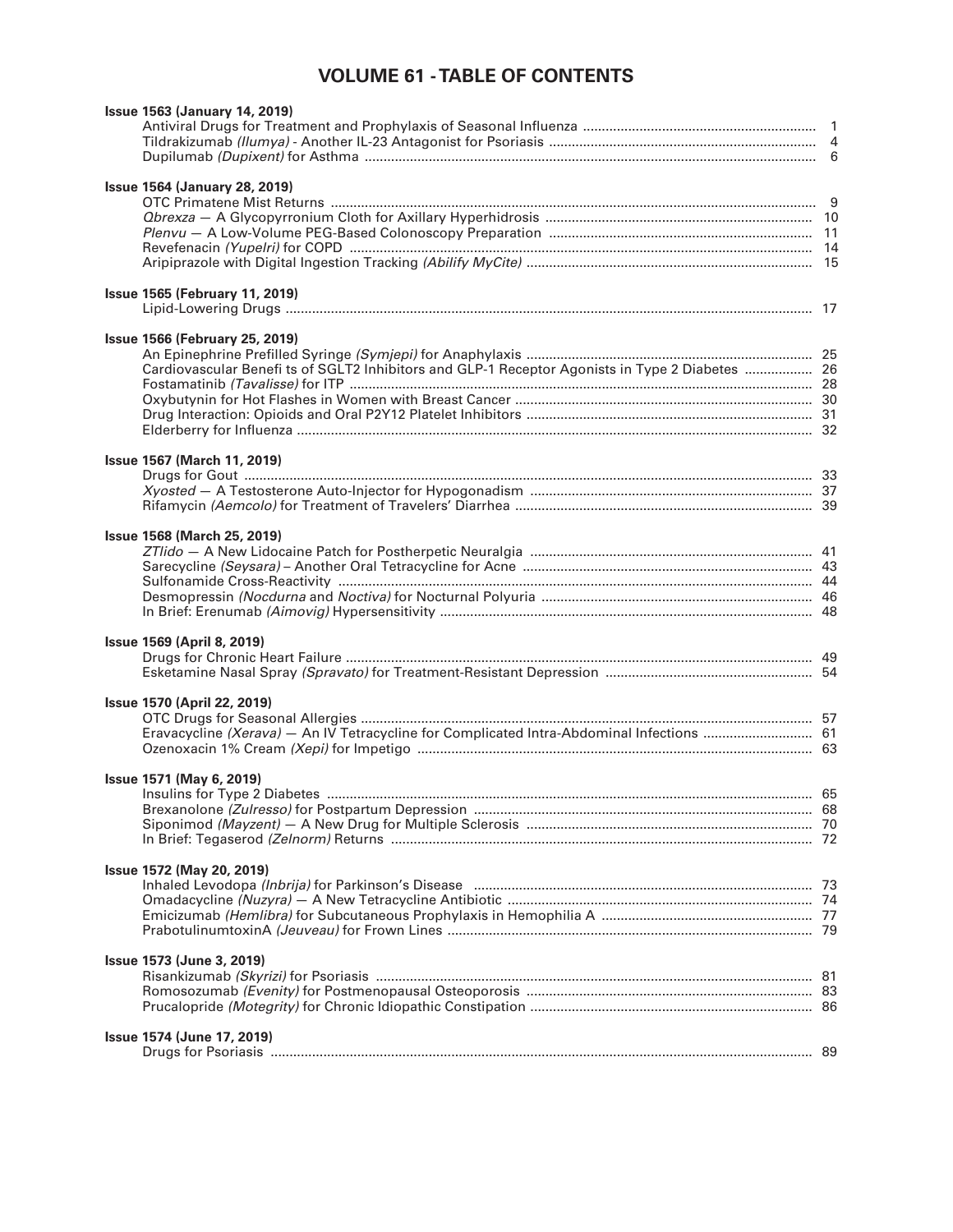# VOLUME 61 - TABLE OF CONTENTS

**Issue 1563 (January 14, 2019)**

Antiviral Drugs for Treatment and Prophylaxis of Seasonal Influenza ............ 1
Tildrakizumab *(Ilumya)* - Another IL-23 Antagonist for Psoriasis ............ 4
Dupilumab *(Dupixent)* for Asthma ............ 6

**Issue 1564 (January 28, 2019)**

OTC Primatene Mist Returns ............ 9
*Qbrexza* — A Glycopyrronium Cloth for Axillary Hyperhidrosis ............ 10
*Plenvu* — A Low-Volume PEG-Based Colonoscopy Preparation ............ 11
Revefenacin *(Yupelri)* for COPD ............ 14
Aripiprazole with Digital Ingestion Tracking *(Abilify MyCite)* ............ 15

**Issue 1565 (February 11, 2019)**

Lipid-Lowering Drugs ............ 17

**Issue 1566 (February 25, 2019)**

An Epinephrine Prefilled Syringe *(Symjepi)* for Anaphylaxis ............ 25
Cardiovascular Benefi ts of SGLT2 Inhibitors and GLP-1 Receptor Agonists in Type 2 Diabetes ............ 26
Fostamatinib *(Tavalisse)* for ITP ............ 28
Oxybutynin for Hot Flashes in Women with Breast Cancer ............ 30
Drug Interaction: Opioids and Oral P2Y12 Platelet Inhibitors ............ 31
Elderberry for Influenza ............ 32

**Issue 1567 (March 11, 2019)**

Drugs for Gout ............ 33
*Xyosted* — A Testosterone Auto-Injector for Hypogonadism ............ 37
Rifamycin *(Aemcolo)* for Treatment of Travelers' Diarrhea ............ 39

**Issue 1568 (March 25, 2019)**

*ZTlido* — A New Lidocaine Patch for Postherpetic Neuralgia ............ 41
Sarecycline *(Seysara)* – Another Oral Tetracycline for Acne ............ 43
Sulfonamide Cross-Reactivity ............ 44
Desmopressin *(Nocdurna* and *Noctiva)* for Nocturnal Polyuria ............ 46
In Brief: Erenumab *(Aimovig)* Hypersensitivity ............ 48

**Issue 1569 (April 8, 2019)**

Drugs for Chronic Heart Failure ............ 49
Esketamine Nasal Spray *(Spravato)* for Treatment-Resistant Depression ............ 54

**Issue 1570 (April 22, 2019)**

OTC Drugs for Seasonal Allergies ............ 57
Eravacycline *(Xerava)* — An IV Tetracycline for Complicated Intra-Abdominal Infections ............ 61
Ozenoxacin 1% Cream *(Xepi)* for Impetigo ............ 63

**Issue 1571 (May 6, 2019)**

Insulins for Type 2 Diabetes ............ 65
Brexanolone *(Zulresso)* for Postpartum Depression ............ 68
Siponimod *(Mayzent)* — A New Drug for Multiple Sclerosis ............ 70
In Brief: Tegaserod *(Zelnorm)* Returns ............ 72

**Issue 1572 (May 20, 2019)**

Inhaled Levodopa *(Inbrija)* for Parkinson's Disease ............ 73
Omadacycline *(Nuzyra)* — A New Tetracycline Antibiotic ............ 74
Emicizumab *(Hemlibra)* for Subcutaneous Prophylaxis in Hemophilia A ............ 77
PrabotulinumtoxinA *(Jeuveau)* for Frown Lines ............ 79

**Issue 1573 (June 3, 2019)**

Risankizumab *(Skyrizi)* for Psoriasis ............ 81
Romosozumab *(Evenity)* for Postmenopausal Osteoporosis ............ 83
Prucalopride *(Motegrity)* for Chronic Idiopathic Constipation ............ 86

**Issue 1574 (June 17, 2019)**

Drugs for Psoriasis ............ 89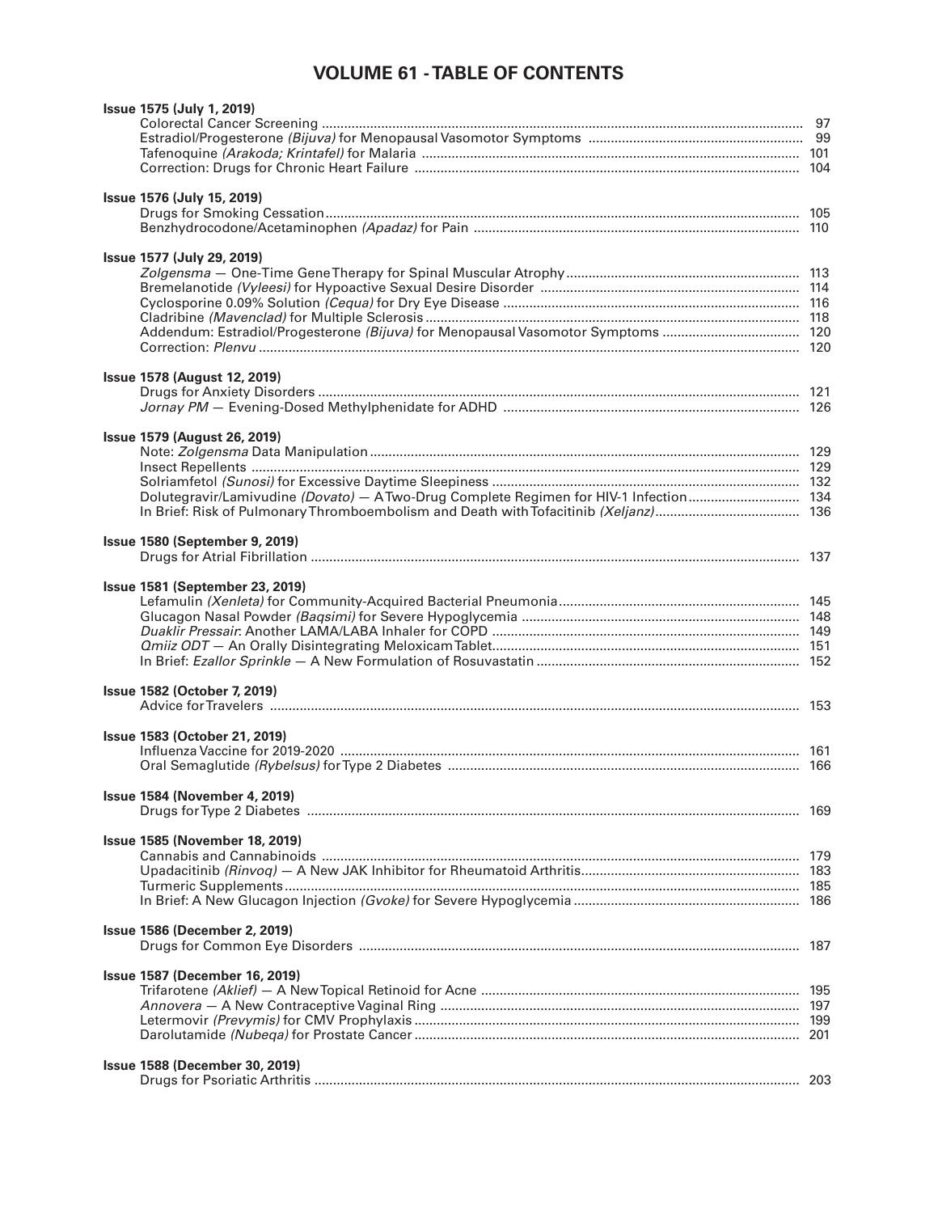# VOLUME 61 - TABLE OF CONTENTS

**Issue 1575 (July 1, 2019)**

Colorectal Cancer Screening ..... 97
Estradiol/Progesterone *(Bijuva)* for Menopausal Vasomotor Symptoms ..... 99
Tafenoquine *(Arakoda; Krintafel)* for Malaria ..... 101
Correction: Drugs for Chronic Heart Failure ..... 104

**Issue 1576 (July 15, 2019)**

Drugs for Smoking Cessation ..... 105
Benzhydrocodone/Acetaminophen *(Apadaz)* for Pain ..... 110

**Issue 1577 (July 29, 2019)**

*Zolgensma* — One-Time Gene Therapy for Spinal Muscular Atrophy ..... 113
Bremelanotide *(Vyleesi)* for Hypoactive Sexual Desire Disorder ..... 114
Cyclosporine 0.09% Solution *(Cequa)* for Dry Eye Disease ..... 116
Cladribine *(Mavenclad)* for Multiple Sclerosis ..... 118
Addendum: Estradiol/Progesterone *(Bijuva)* for Menopausal Vasomotor Symptoms ..... 120
Correction: *Plenvu* ..... 120

**Issue 1578 (August 12, 2019)**

Drugs for Anxiety Disorders ..... 121
*Jornay PM* — Evening-Dosed Methylphenidate for ADHD ..... 126

**Issue 1579 (August 26, 2019)**

Note: *Zolgensma* Data Manipulation ..... 129
Insect Repellents ..... 129
Solriamfetol *(Sunosi)* for Excessive Daytime Sleepiness ..... 132
Dolutegravir/Lamivudine *(Dovato)* — A Two-Drug Complete Regimen for HIV-1 Infection ..... 134
In Brief: Risk of Pulmonary Thromboembolism and Death with Tofacitinib *(Xeljanz)* ..... 136

**Issue 1580 (September 9, 2019)**

Drugs for Atrial Fibrillation ..... 137

**Issue 1581 (September 23, 2019)**

Lefamulin *(Xenleta)* for Community-Acquired Bacterial Pneumonia ..... 145
Glucagon Nasal Powder *(Baqsimi)* for Severe Hypoglycemia ..... 148
*Duaklir Pressair*: Another LAMA/LABA Inhaler for COPD ..... 149
*Qmiiz ODT* — An Orally Disintegrating Meloxicam Tablet ..... 151
In Brief: *Ezallor Sprinkle* — A New Formulation of Rosuvastatin ..... 152

**Issue 1582 (October 7, 2019)**

Advice for Travelers ..... 153

**Issue 1583 (October 21, 2019)**

Influenza Vaccine for 2019-2020 ..... 161
Oral Semaglutide *(Rybelsus)* for Type 2 Diabetes ..... 166

**Issue 1584 (November 4, 2019)**

Drugs for Type 2 Diabetes ..... 169

**Issue 1585 (November 18, 2019)**

Cannabis and Cannabinoids ..... 179
Upadacitinib *(Rinvoq)* — A New JAK Inhibitor for Rheumatoid Arthritis ..... 183
Turmeric Supplements ..... 185
In Brief: A New Glucagon Injection *(Gvoke)* for Severe Hypoglycemia ..... 186

**Issue 1586 (December 2, 2019)**

Drugs for Common Eye Disorders ..... 187

**Issue 1587 (December 16, 2019)**

Trifarotene *(Aklief)* — A New Topical Retinoid for Acne ..... 195
*Annovera* — A New Contraceptive Vaginal Ring ..... 197
Letermovir *(Prevymis)* for CMV Prophylaxis ..... 199
Darolutamide *(Nubeqa)* for Prostate Cancer ..... 201

**Issue 1588 (December 30, 2019)**

Drugs for Psoriatic Arthritis ..... 203